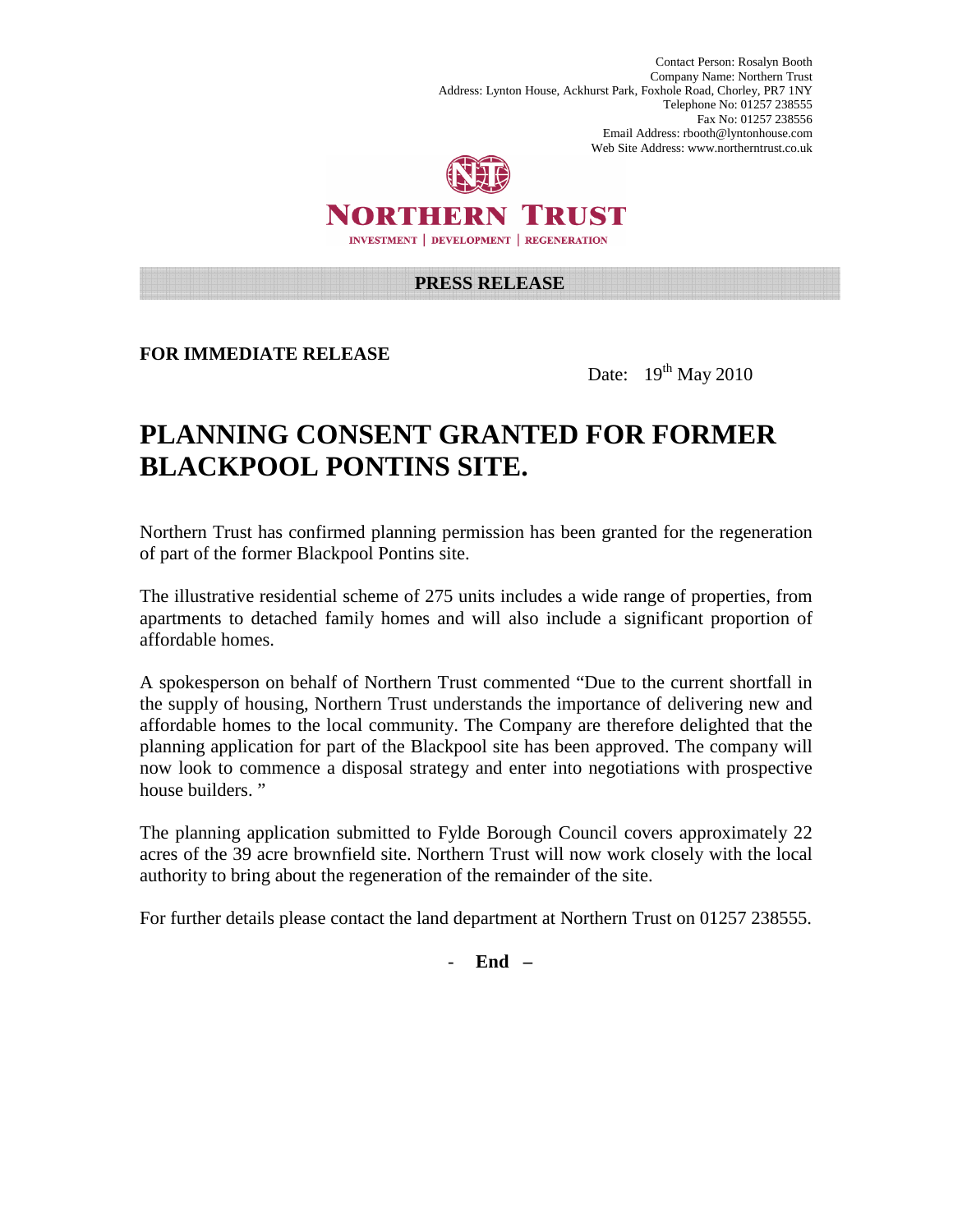Contact Person: Rosalyn Booth
Company Name: Northern Trust
Address: Lynton House, Ackhurst Park, Foxhole Road, Chorley, PR7 1NY
Telephone No: 01257 238555
Fax No: 01257 238556
Email Address: rbooth@lyntonhouse.com
Web Site Address: www.northerntrust.co.uk

**NORTHERN TRUST**

INVESTMENT | DEVELOPMENT | REGENERATION

**PRESS RELEASE**

**FOR IMMEDIATE RELEASE**

Date: 19th May 2010

# PLANNING CONSENT GRANTED FOR FORMER BLACKPOOL PONTINS SITE.

Northern Trust has confirmed planning permission has been granted for the regeneration of part of the former Blackpool Pontins site.

The illustrative residential scheme of 275 units includes a wide range of properties, from apartments to detached family homes and will also include a significant proportion of affordable homes.

A spokesperson on behalf of Northern Trust commented "Due to the current shortfall in the supply of housing, Northern Trust understands the importance of delivering new and affordable homes to the local community. The Company are therefore delighted that the planning application for part of the Blackpool site has been approved. The company will now look to commence a disposal strategy and enter into negotiations with prospective house builders. "

The planning application submitted to Fylde Borough Council covers approximately 22 acres of the 39 acre brownfield site. Northern Trust will now work closely with the local authority to bring about the regeneration of the remainder of the site.

For further details please contact the land department at Northern Trust on 01257 238555.

- **End –**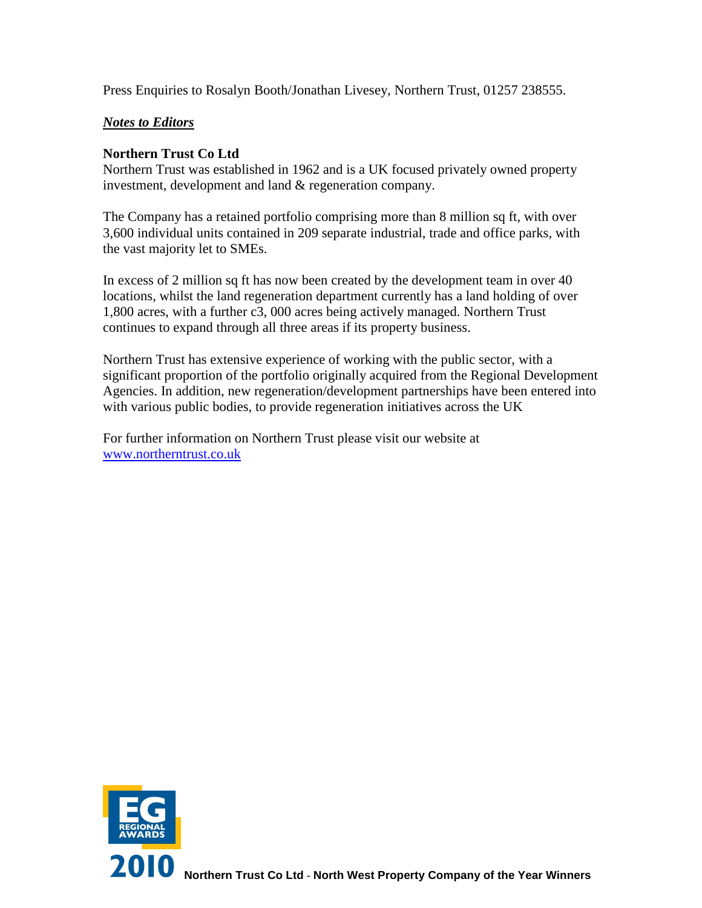Press Enquiries to Rosalyn Booth/Jonathan Livesey, Northern Trust, 01257 238555.

***Notes to Editors***

**Northern Trust Co Ltd**
Northern Trust was established in 1962 and is a UK focused privately owned property investment, development and land & regeneration company.

The Company has a retained portfolio comprising more than 8 million sq ft, with over 3,600 individual units contained in 209 separate industrial, trade and office parks, with the vast majority let to SMEs.

In excess of 2 million sq ft has now been created by the development team in over 40 locations, whilst the land regeneration department currently has a land holding of over 1,800 acres, with a further c3, 000 acres being actively managed. Northern Trust continues to expand through all three areas if its property business.

Northern Trust has extensive experience of working with the public sector, with a significant proportion of the portfolio originally acquired from the Regional Development Agencies. In addition, new regeneration/development partnerships have been entered into with various public bodies, to provide regeneration initiatives across the UK

For further information on Northern Trust please visit our website at [www.northerntrust.co.uk](http://www.northerntrust.co.uk)

EG REGIONAL AWARDS 2010 **Northern Trust Co Ltd - North West Property Company of the Year Winners**